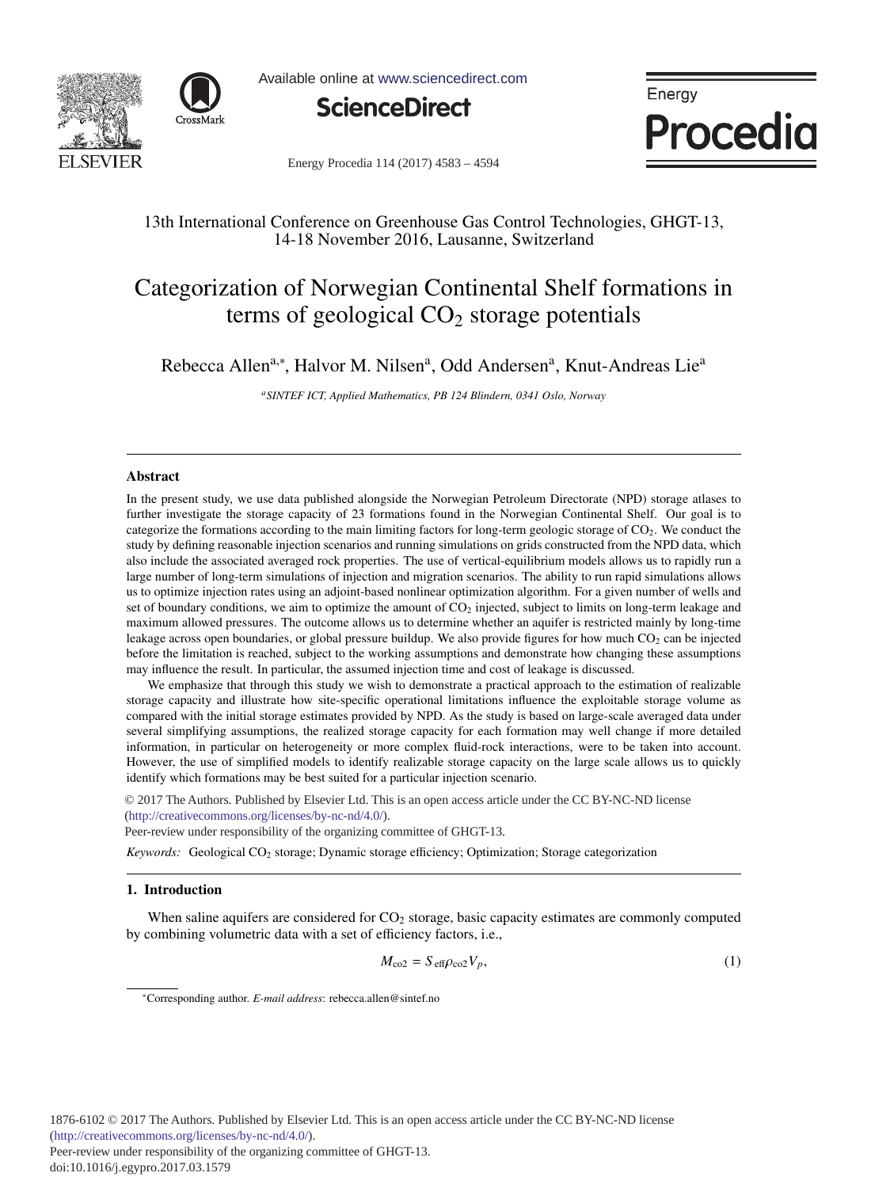# Categorization of Norwegian Continental Shelf formations in terms of geological $CO_2$ storage potentials

Rebecca Allen[a,*], Halvor M. Nilsen[a], Odd Andersen[a], Knut-Andreas Lie[a]

[a]*SINTEF ICT, Applied Mathematics, PB 124 Blindern, 0341 Oslo, Norway*

13th International Conference on Greenhouse Gas Control Technologies, GHGT-13, 14-18 November 2016, Lausanne, Switzerland

## Abstract

In the present study, we use data published alongside the Norwegian Petroleum Directorate (NPD) storage atlases to further investigate the storage capacity of 23 formations found in the Norwegian Continental Shelf. Our goal is to categorize the formations according to the main limiting factors for long-term geologic storage of $CO_2$. We conduct the study by defining reasonable injection scenarios and running simulations on grids constructed from the NPD data, which also include the associated averaged rock properties. The use of vertical-equilibrium models allows us to rapidly run a large number of long-term simulations of injection and migration scenarios. The ability to run rapid simulations allows us to optimize injection rates using an adjoint-based nonlinear optimization algorithm. For a given number of wells and set of boundary conditions, we aim to optimize the amount of $CO_2$ injected, subject to limits on long-term leakage and maximum allowed pressures. The outcome allows us to determine whether an aquifer is restricted mainly by long-time leakage across open boundaries, or global pressure buildup. We also provide figures for how much $CO_2$ can be injected before the limitation is reached, subject to the working assumptions and demonstrate how changing these assumptions may influence the result. In particular, the assumed injection time and cost of leakage is discussed.

We emphasize that through this study we wish to demonstrate a practical approach to the estimation of realizable storage capacity and illustrate how site-specific operational limitations influence the exploitable storage volume as compared with the initial storage estimates provided by NPD. As the study is based on large-scale averaged data under several simplifying assumptions, the realized storage capacity for each formation may well change if more detailed information, in particular on heterogeneity or more complex fluid-rock interactions, were to be taken into account. However, the use of simplified models to identify realizable storage capacity on the large scale allows us to quickly identify which formations may be best suited for a particular injection scenario.

© 2017 The Authors. Published by Elsevier Ltd. This is an open access article under the CC BY-NC-ND license (http://creativecommons.org/licenses/by-nc-nd/4.0/).
Peer-review under responsibility of the organizing committee of GHGT-13.

*Keywords:* Geological $CO_2$ storage; Dynamic storage efficiency; Optimization; Storage categorization

## 1. Introduction

When saline aquifers are considered for $CO_2$ storage, basic capacity estimates are commonly computed by combining volumetric data with a set of efficiency factors, i.e.,

$$M_{co2} = S_{\text{eff}}\rho_{co2}V_p, \tag{1}$$

*Corresponding author. *E-mail address*: rebecca.allen@sintef.no

1876-6102 © 2017 The Authors. Published by Elsevier Ltd. This is an open access article under the CC BY-NC-ND license (http://creativecommons.org/licenses/by-nc-nd/4.0/).
Peer-review under responsibility of the organizing committee of GHGT-13.
doi:10.1016/j.egypro.2017.03.1579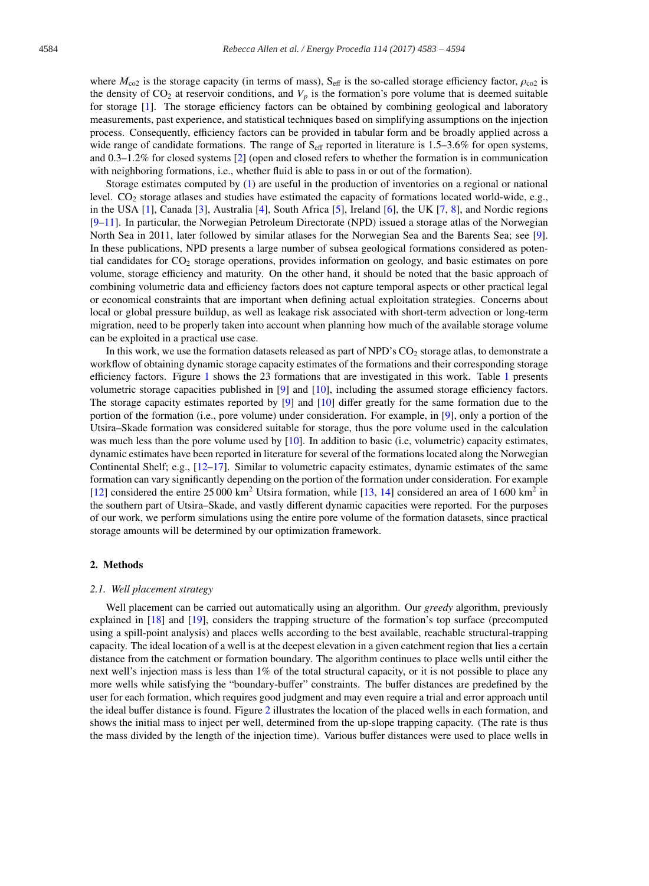where $M_{co2}$ is the storage capacity (in terms of mass), $S_{eff}$ is the so-called storage efficiency factor, $\rho_{co2}$ is the density of $CO_2$ at reservoir conditions, and $V_p$ is the formation's pore volume that is deemed suitable for storage [1]. The storage efficiency factors can be obtained by combining geological and laboratory measurements, past experience, and statistical techniques based on simplifying assumptions on the injection process. Consequently, efficiency factors can be provided in tabular form and be broadly applied across a wide range of candidate formations. The range of $S_{eff}$ reported in literature is 1.5–3.6% for open systems, and 0.3–1.2% for closed systems [2] (open and closed refers to whether the formation is in communication with neighboring formations, i.e., whether fluid is able to pass in or out of the formation).

Storage estimates computed by (1) are useful in the production of inventories on a regional or national level. $CO_2$ storage atlases and studies have estimated the capacity of formations located world-wide, e.g., in the USA [1], Canada [3], Australia [4], South Africa [5], Ireland [6], the UK [7, 8], and Nordic regions [9–11]. In particular, the Norwegian Petroleum Directorate (NPD) issued a storage atlas of the Norwegian North Sea in 2011, later followed by similar atlases for the Norwegian Sea and the Barents Sea; see [9]. In these publications, NPD presents a large number of subsea geological formations considered as potential candidates for $CO_2$ storage operations, provides information on geology, and basic estimates on pore volume, storage efficiency and maturity. On the other hand, it should be noted that the basic approach of combining volumetric data and efficiency factors does not capture temporal aspects or other practical legal or economical constraints that are important when defining actual exploitation strategies. Concerns about local or global pressure buildup, as well as leakage risk associated with short-term advection or long-term migration, need to be properly taken into account when planning how much of the available storage volume can be exploited in a practical use case.

In this work, we use the formation datasets released as part of NPD's $CO_2$ storage atlas, to demonstrate a workflow of obtaining dynamic storage capacity estimates of the formations and their corresponding storage efficiency factors. Figure 1 shows the 23 formations that are investigated in this work. Table 1 presents volumetric storage capacities published in [9] and [10], including the assumed storage efficiency factors. The storage capacity estimates reported by [9] and [10] differ greatly for the same formation due to the portion of the formation (i.e., pore volume) under consideration. For example, in [9], only a portion of the Utsira–Skade formation was considered suitable for storage, thus the pore volume used in the calculation was much less than the pore volume used by [10]. In addition to basic (i.e, volumetric) capacity estimates, dynamic estimates have been reported in literature for several of the formations located along the Norwegian Continental Shelf; e.g., [12–17]. Similar to volumetric capacity estimates, dynamic estimates of the same formation can vary significantly depending on the portion of the formation under consideration. For example [12] considered the entire 25 000 km$^2$ Utsira formation, while [13, 14] considered an area of 1 600 km$^2$ in the southern part of Utsira–Skade, and vastly different dynamic capacities were reported. For the purposes of our work, we perform simulations using the entire pore volume of the formation datasets, since practical storage amounts will be determined by our optimization framework.

## 2. Methods

### 2.1. Well placement strategy

Well placement can be carried out automatically using an algorithm. Our *greedy* algorithm, previously explained in [18] and [19], considers the trapping structure of the formation's top surface (precomputed using a spill-point analysis) and places wells according to the best available, reachable structural-trapping capacity. The ideal location of a well is at the deepest elevation in a given catchment region that lies a certain distance from the catchment or formation boundary. The algorithm continues to place wells until either the next well's injection mass is less than 1% of the total structural capacity, or it is not possible to place any more wells while satisfying the "boundary-buffer" constraints. The buffer distances are predefined by the user for each formation, which requires good judgment and may even require a trial and error approach until the ideal buffer distance is found. Figure 2 illustrates the location of the placed wells in each formation, and shows the initial mass to inject per well, determined from the up-slope trapping capacity. (The rate is thus the mass divided by the length of the injection time). Various buffer distances were used to place wells in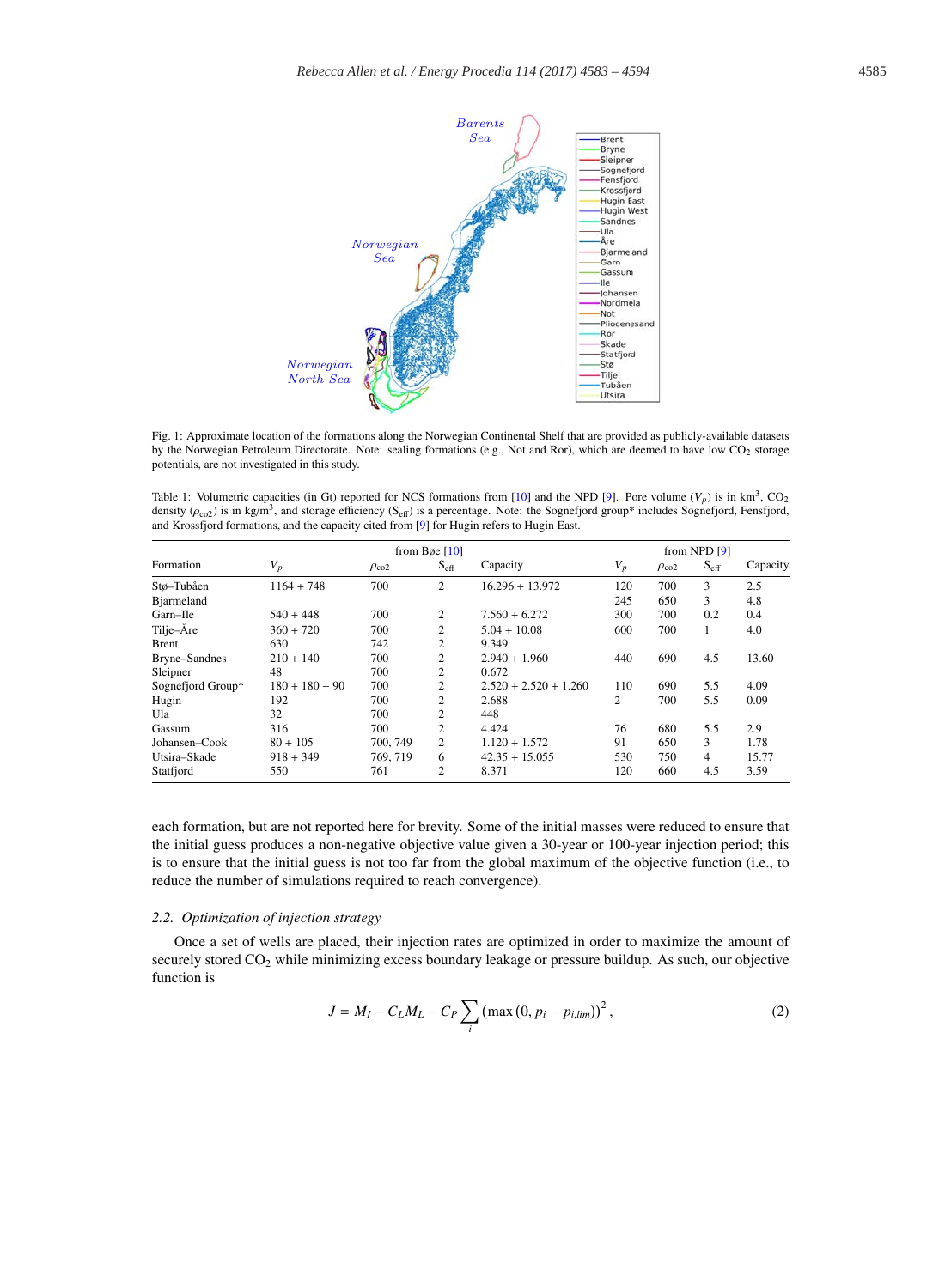Fig. 1: Approximate location of the formations along the Norwegian Continental Shelf that are provided as publicly-available datasets by the Norwegian Petroleum Directorate. Note: sealing formations (e.g., Not and Ror), which are deemed to have low $CO_2$ storage potentials, are not investigated in this study.

Table 1: Volumetric capacities (in Gt) reported for NCS formations from [10] and the NPD [9]. Pore volume ($V_p$) is in km$^3$, $CO_2$ density ($\rho_{co2}$) is in kg/m$^3$, and storage efficiency ($S_{eff}$) is a percentage. Note: the Sognefjord group* includes Sognefjord, Fensfjord, and Krossfjord formations, and the capacity cited from [9] for Hugin refers to Hugin East.

| Formation | from Bøe [10] | | | | from NPD [9] | | | |
|---|---|---|---|---|---|---|---|---|
| | $V_p$ | $\rho_{co2}$ | $S_{eff}$ | Capacity | $V_p$ | $\rho_{co2}$ | $S_{eff}$ | Capacity |
| Stø–Tubåen | 1164 + 748 | 700 | 2 | 16.296 + 13.972 | 120 | 700 | 3 | 2.5 |
| Bjarmeland | | | | | 245 | 650 | 3 | 4.8 |
| Garn–Ile | 540 + 448 | 700 | 2 | 7.560 + 6.272 | 300 | 700 | 0.2 | 0.4 |
| Tilje–Åre | 360 + 720 | 700 | 2 | 5.04 + 10.08 | 600 | 700 | 1 | 4.0 |
| Brent | 630 | 742 | 2 | 9.349 | | | | |
| Bryne–Sandnes | 210 + 140 | 700 | 2 | 2.940 + 1.960 | 440 | 690 | 4.5 | 13.60 |
| Sleipner | 48 | 700 | 2 | 0.672 | | | | |
| Sognefjord Group* | 180 + 180 + 90 | 700 | 2 | 2.520 + 2.520 + 1.260 | 110 | 690 | 5.5 | 4.09 |
| Hugin | 192 | 700 | 2 | 2.688 | 2 | 700 | 5.5 | 0.09 |
| Ula | 32 | 700 | 2 | 448 | | | | |
| Gassum | 316 | 700 | 2 | 4.424 | 76 | 680 | 5.5 | 2.9 |
| Johansen–Cook | 80 + 105 | 700, 749 | 2 | 1.120 + 1.572 | 91 | 650 | 3 | 1.78 |
| Utsira–Skade | 918 + 349 | 769, 719 | 6 | 42.35 + 15.055 | 530 | 750 | 4 | 15.77 |
| Statfjord | 550 | 761 | 2 | 8.371 | 120 | 660 | 4.5 | 3.59 |

each formation, but are not reported here for brevity. Some of the initial masses were reduced to ensure that the initial guess produces a non-negative objective value given a 30-year or 100-year injection period; this is to ensure that the initial guess is not too far from the global maximum of the objective function (i.e., to reduce the number of simulations required to reach convergence).

### 2.2. *Optimization of injection strategy*

Once a set of wells are placed, their injection rates are optimized in order to maximize the amount of securely stored $CO_2$ while minimizing excess boundary leakage or pressure buildup. As such, our objective function is

$$J = M_I - C_L M_L - C_P \sum_i \left(\max\left(0, p_i - p_{i,lim}\right)\right)^2, \tag{2}$$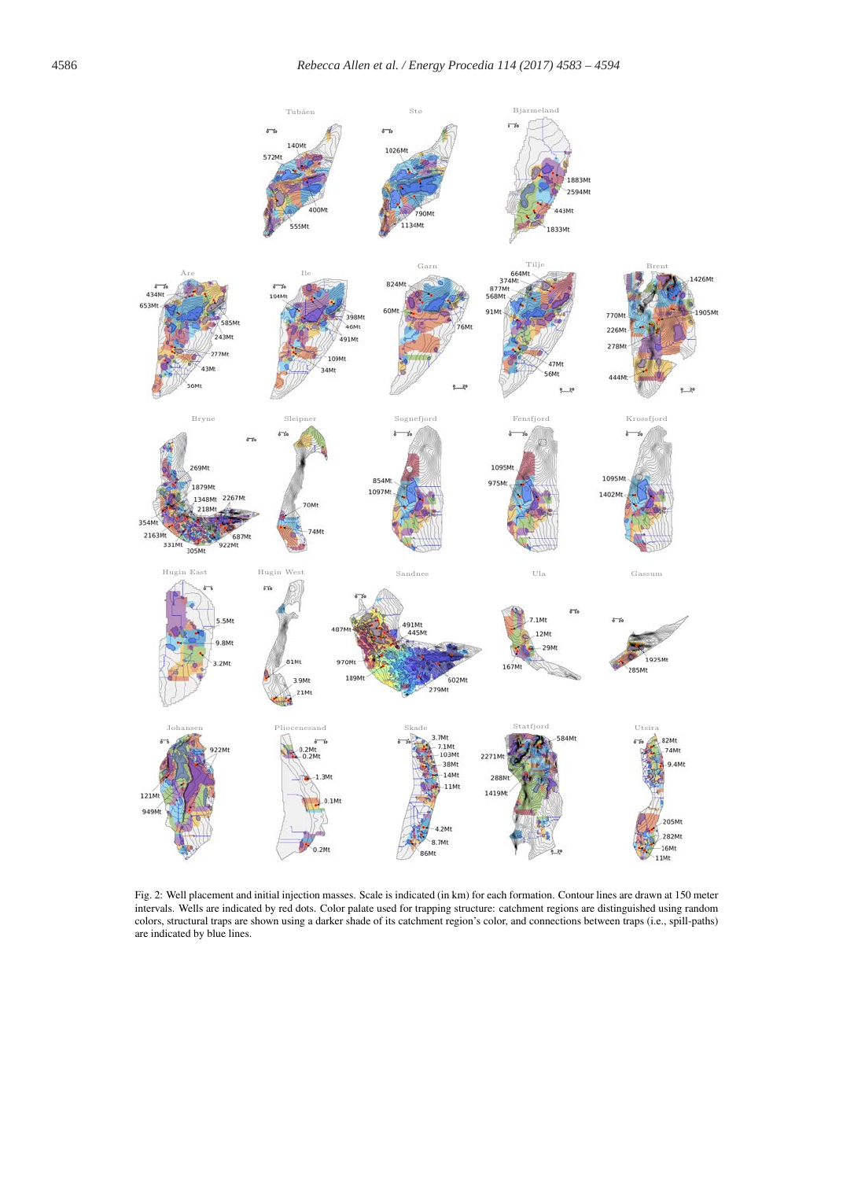Fig. 2: Well placement and initial injection masses. Scale is indicated (in km) for each formation. Contour lines are drawn at 150 meter intervals. Wells are indicated by red dots. Color palate used for trapping structure: catchment regions are distinguished using random colors, structural traps are shown using a darker shade of its catchment region's color, and connections between traps (i.e., spill-paths) are indicated by blue lines.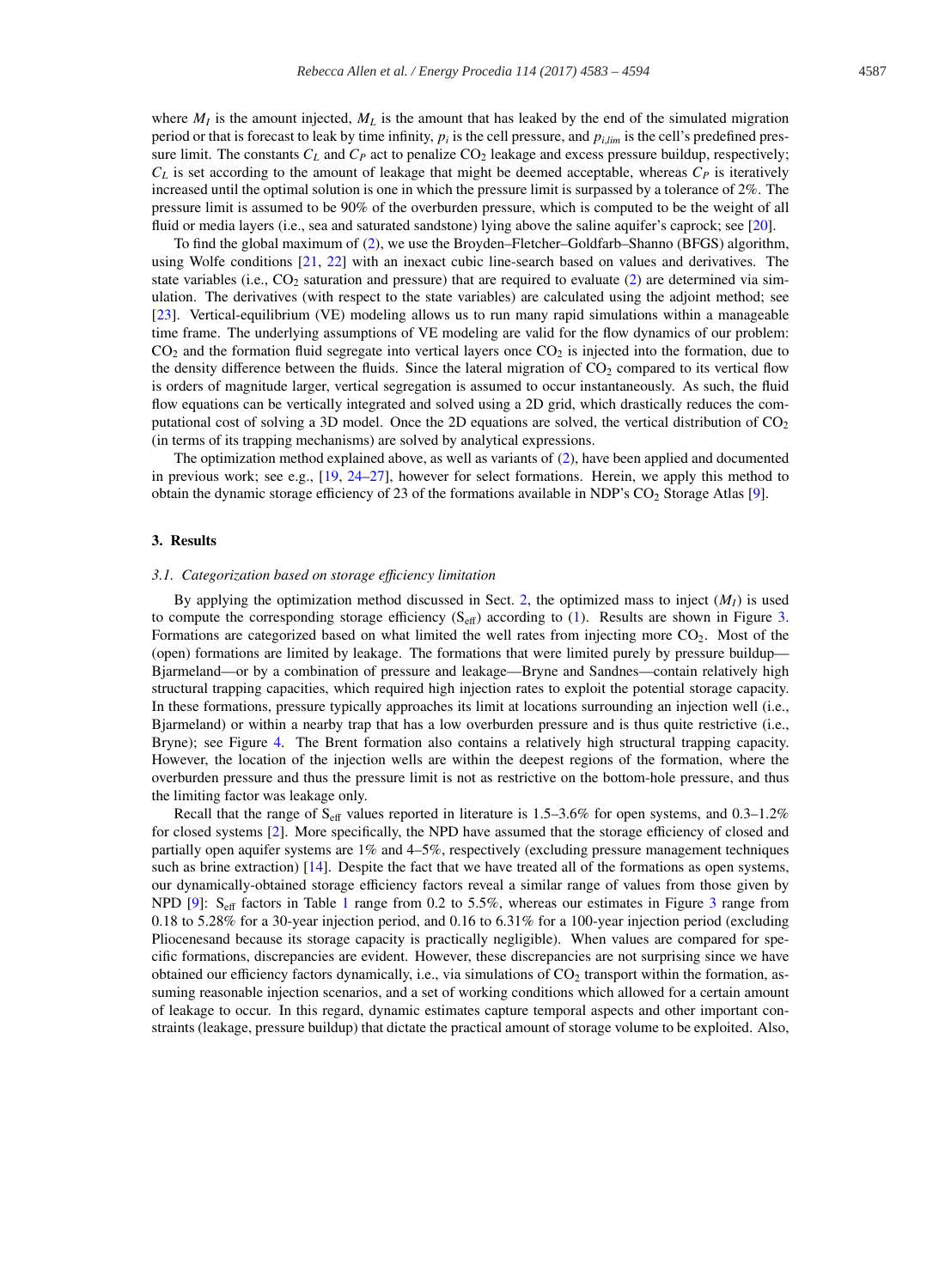where $M_I$ is the amount injected, $M_L$ is the amount that has leaked by the end of the simulated migration period or that is forecast to leak by time infinity, $p_i$ is the cell pressure, and $p_{i,lim}$ is the cell's predefined pressure limit. The constants $C_L$ and $C_P$ act to penalize $CO_2$ leakage and excess pressure buildup, respectively; $C_L$ is set according to the amount of leakage that might be deemed acceptable, whereas $C_P$ is iteratively increased until the optimal solution is one in which the pressure limit is surpassed by a tolerance of 2%. The pressure limit is assumed to be 90% of the overburden pressure, which is computed to be the weight of all fluid or media layers (i.e., sea and saturated sandstone) lying above the saline aquifer's caprock; see [20].

To find the global maximum of (2), we use the Broyden–Fletcher–Goldfarb–Shanno (BFGS) algorithm, using Wolfe conditions [21, 22] with an inexact cubic line-search based on values and derivatives. The state variables (i.e., $CO_2$ saturation and pressure) that are required to evaluate (2) are determined via simulation. The derivatives (with respect to the state variables) are calculated using the adjoint method; see [23]. Vertical-equilibrium (VE) modeling allows us to run many rapid simulations within a manageable time frame. The underlying assumptions of VE modeling are valid for the flow dynamics of our problem: $CO_2$ and the formation fluid segregate into vertical layers once $CO_2$ is injected into the formation, due to the density difference between the fluids. Since the lateral migration of $CO_2$ compared to its vertical flow is orders of magnitude larger, vertical segregation is assumed to occur instantaneously. As such, the fluid flow equations can be vertically integrated and solved using a 2D grid, which drastically reduces the computational cost of solving a 3D model. Once the 2D equations are solved, the vertical distribution of $CO_2$ (in terms of its trapping mechanisms) are solved by analytical expressions.

The optimization method explained above, as well as variants of (2), have been applied and documented in previous work; see e.g., [19, 24–27], however for select formations. Herein, we apply this method to obtain the dynamic storage efficiency of 23 of the formations available in NDP's $CO_2$ Storage Atlas [9].

## 3. Results

### *3.1. Categorization based on storage efficiency limitation*

By applying the optimization method discussed in Sect. 2, the optimized mass to inject ($M_I$) is used to compute the corresponding storage efficiency ($S_{eff}$) according to (1). Results are shown in Figure 3. Formations are categorized based on what limited the well rates from injecting more $CO_2$. Most of the (open) formations are limited by leakage. The formations that were limited purely by pressure buildup—Bjarmeland—or by a combination of pressure and leakage—Bryne and Sandnes—contain relatively high structural trapping capacities, which required high injection rates to exploit the potential storage capacity. In these formations, pressure typically approaches its limit at locations surrounding an injection well (i.e., Bjarmeland) or within a nearby trap that has a low overburden pressure and is thus quite restrictive (i.e., Bryne); see Figure 4. The Brent formation also contains a relatively high structural trapping capacity. However, the location of the injection wells are within the deepest regions of the formation, where the overburden pressure and thus the pressure limit is not as restrictive on the bottom-hole pressure, and thus the limiting factor was leakage only.

Recall that the range of $S_{eff}$ values reported in literature is 1.5–3.6% for open systems, and 0.3–1.2% for closed systems [2]. More specifically, the NPD have assumed that the storage efficiency of closed and partially open aquifer systems are 1% and 4–5%, respectively (excluding pressure management techniques such as brine extraction) [14]. Despite the fact that we have treated all of the formations as open systems, our dynamically-obtained storage efficiency factors reveal a similar range of values from those given by NPD [9]: $S_{eff}$ factors in Table 1 range from 0.2 to 5.5%, whereas our estimates in Figure 3 range from 0.18 to 5.28% for a 30-year injection period, and 0.16 to 6.31% for a 100-year injection period (excluding Pliocenesand because its storage capacity is practically negligible). When values are compared for specific formations, discrepancies are evident. However, these discrepancies are not surprising since we have obtained our efficiency factors dynamically, i.e., via simulations of $CO_2$ transport within the formation, assuming reasonable injection scenarios, and a set of working conditions which allowed for a certain amount of leakage to occur. In this regard, dynamic estimates capture temporal aspects and other important constraints (leakage, pressure buildup) that dictate the practical amount of storage volume to be exploited. Also,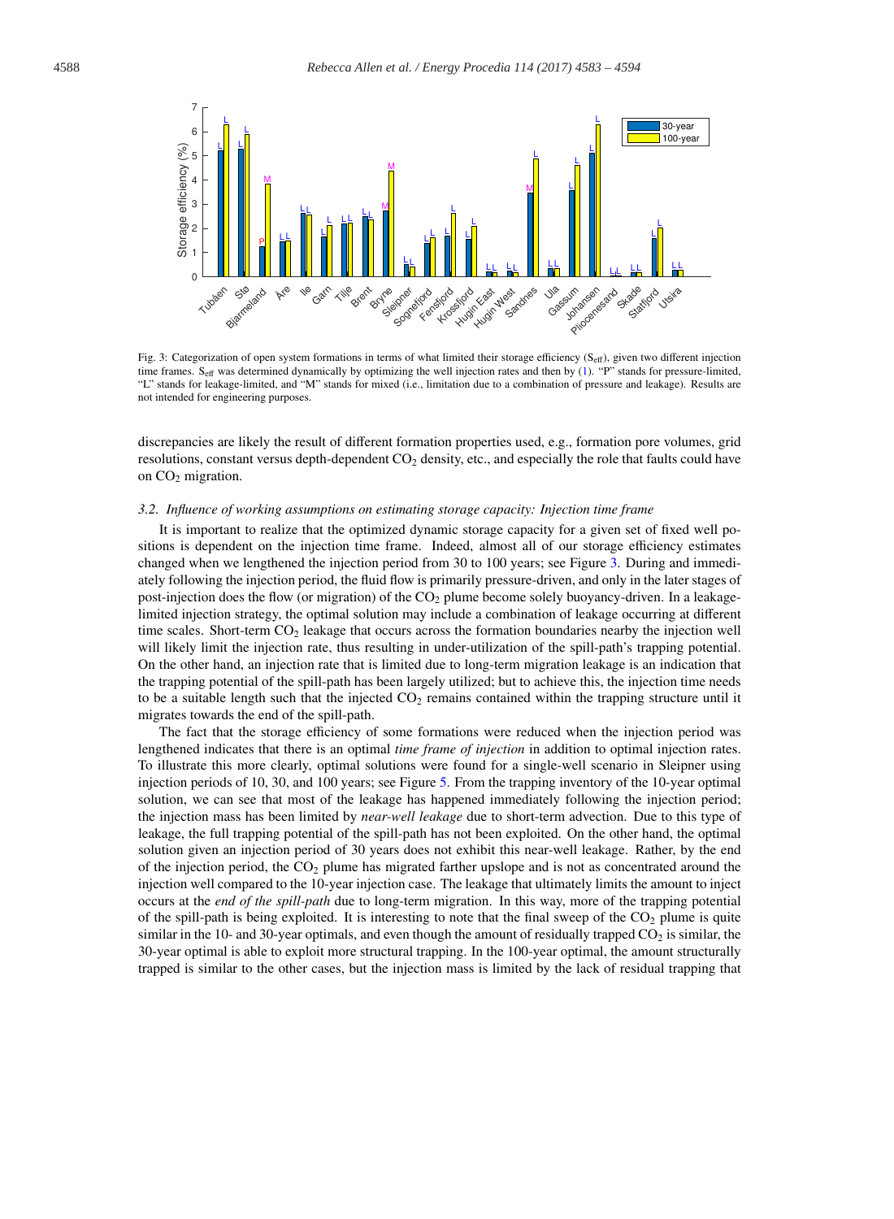Fig. 3: Categorization of open system formations in terms of what limited their storage efficiency ($S_{eff}$), given two different injection time frames. $S_{eff}$ was determined dynamically by optimizing the well injection rates and then by (1). "P" stands for pressure-limited, "L" stands for leakage-limited, and "M" stands for mixed (i.e., limitation due to a combination of pressure and leakage). Results are not intended for engineering purposes.

discrepancies are likely the result of different formation properties used, e.g., formation pore volumes, grid resolutions, constant versus depth-dependent $CO_2$ density, etc., and especially the role that faults could have on $CO_2$ migration.

### 3.2. *Influence of working assumptions on estimating storage capacity: Injection time frame*

It is important to realize that the optimized dynamic storage capacity for a given set of fixed well positions is dependent on the injection time frame. Indeed, almost all of our storage efficiency estimates changed when we lengthened the injection period from 30 to 100 years; see Figure 3. During and immediately following the injection period, the fluid flow is primarily pressure-driven, and only in the later stages of post-injection does the flow (or migration) of the $CO_2$ plume become solely buoyancy-driven. In a leakage-limited injection strategy, the optimal solution may include a combination of leakage occurring at different time scales. Short-term $CO_2$ leakage that occurs across the formation boundaries nearby the injection well will likely limit the injection rate, thus resulting in under-utilization of the spill-path's trapping potential. On the other hand, an injection rate that is limited due to long-term migration leakage is an indication that the trapping potential of the spill-path has been largely utilized; but to achieve this, the injection time needs to be a suitable length such that the injected $CO_2$ remains contained within the trapping structure until it migrates towards the end of the spill-path.

The fact that the storage efficiency of some formations were reduced when the injection period was lengthened indicates that there is an optimal *time frame of injection* in addition to optimal injection rates. To illustrate this more clearly, optimal solutions were found for a single-well scenario in Sleipner using injection periods of 10, 30, and 100 years; see Figure 5. From the trapping inventory of the 10-year optimal solution, we can see that most of the leakage has happened immediately following the injection period; the injection mass has been limited by *near-well leakage* due to short-term advection. Due to this type of leakage, the full trapping potential of the spill-path has not been exploited. On the other hand, the optimal solution given an injection period of 30 years does not exhibit this near-well leakage. Rather, by the end of the injection period, the $CO_2$ plume has migrated farther upslope and is not as concentrated around the injection well compared to the 10-year injection case. The leakage that ultimately limits the amount to inject occurs at the *end of the spill-path* due to long-term migration. In this way, more of the trapping potential of the spill-path is being exploited. It is interesting to note that the final sweep of the $CO_2$ plume is quite similar in the 10- and 30-year optimals, and even though the amount of residually trapped $CO_2$ is similar, the 30-year optimal is able to exploit more structural trapping. In the 100-year optimal, the amount structurally trapped is similar to the other cases, but the injection mass is limited by the lack of residual trapping that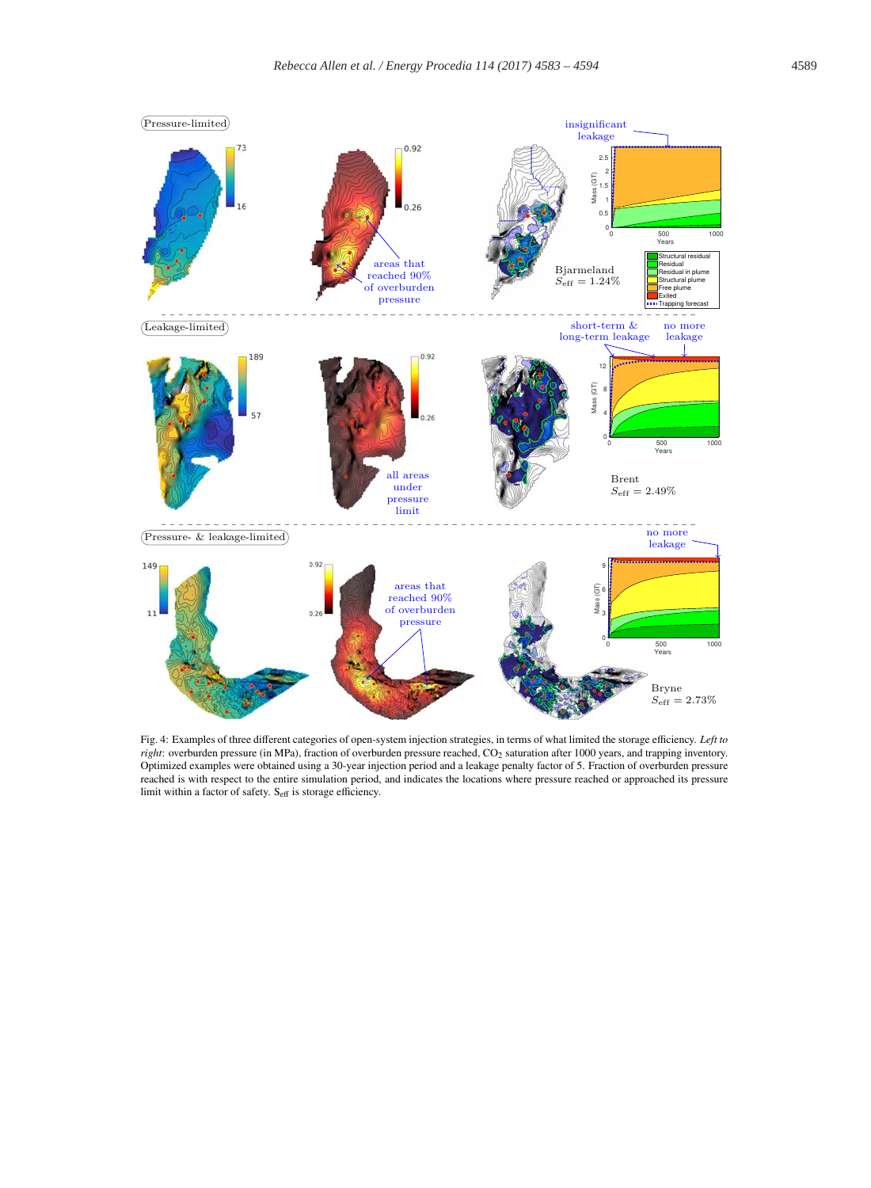Fig. 4: Examples of three different categories of open-system injection strategies, in terms of what limited the storage efficiency. *Left to right*: overburden pressure (in MPa), fraction of overburden pressure reached, $CO_2$ saturation after 1000 years, and trapping inventory. Optimized examples were obtained using a 30-year injection period and a leakage penalty factor of 5. Fraction of overburden pressure reached is with respect to the entire simulation period, and indicates the locations where pressure reached or approached its pressure limit within a factor of safety. $S_{eff}$ is storage efficiency.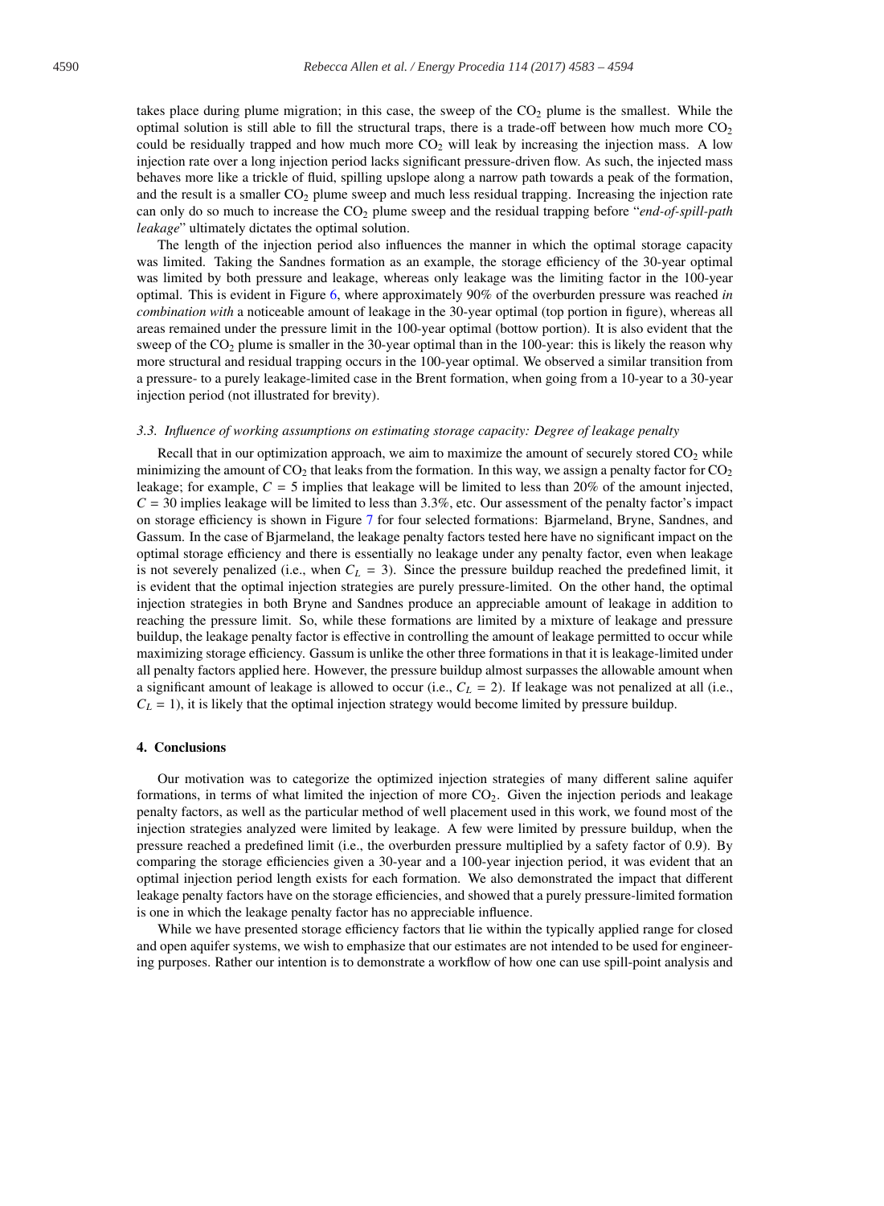takes place during plume migration; in this case, the sweep of the $CO_2$ plume is the smallest. While the optimal solution is still able to fill the structural traps, there is a trade-off between how much more $CO_2$ could be residually trapped and how much more $CO_2$ will leak by increasing the injection mass. A low injection rate over a long injection period lacks significant pressure-driven flow. As such, the injected mass behaves more like a trickle of fluid, spilling upslope along a narrow path towards a peak of the formation, and the result is a smaller $CO_2$ plume sweep and much less residual trapping. Increasing the injection rate can only do so much to increase the $CO_2$ plume sweep and the residual trapping before "*end-of-spill-path leakage*" ultimately dictates the optimal solution.

The length of the injection period also influences the manner in which the optimal storage capacity was limited. Taking the Sandnes formation as an example, the storage efficiency of the 30-year optimal was limited by both pressure and leakage, whereas only leakage was the limiting factor in the 100-year optimal. This is evident in Figure 6, where approximately 90% of the overburden pressure was reached *in combination with* a noticeable amount of leakage in the 30-year optimal (top portion in figure), whereas all areas remained under the pressure limit in the 100-year optimal (bottow portion). It is also evident that the sweep of the $CO_2$ plume is smaller in the 30-year optimal than in the 100-year: this is likely the reason why more structural and residual trapping occurs in the 100-year optimal. We observed a similar transition from a pressure- to a purely leakage-limited case in the Brent formation, when going from a 10-year to a 30-year injection period (not illustrated for brevity).

### 3.3. Influence of working assumptions on estimating storage capacity: Degree of leakage penalty

Recall that in our optimization approach, we aim to maximize the amount of securely stored $CO_2$ while minimizing the amount of $CO_2$ that leaks from the formation. In this way, we assign a penalty factor for $CO_2$ leakage; for example, $C = 5$ implies that leakage will be limited to less than 20% of the amount injected, $C = 30$ implies leakage will be limited to less than 3.3%, etc. Our assessment of the penalty factor's impact on storage efficiency is shown in Figure 7 for four selected formations: Bjarmeland, Bryne, Sandnes, and Gassum. In the case of Bjarmeland, the leakage penalty factors tested here have no significant impact on the optimal storage efficiency and there is essentially no leakage under any penalty factor, even when leakage is not severely penalized (i.e., when $C_L = 3$). Since the pressure buildup reached the predefined limit, it is evident that the optimal injection strategies are purely pressure-limited. On the other hand, the optimal injection strategies in both Bryne and Sandnes produce an appreciable amount of leakage in addition to reaching the pressure limit. So, while these formations are limited by a mixture of leakage and pressure buildup, the leakage penalty factor is effective in controlling the amount of leakage permitted to occur while maximizing storage efficiency. Gassum is unlike the other three formations in that it is leakage-limited under all penalty factors applied here. However, the pressure buildup almost surpasses the allowable amount when a significant amount of leakage is allowed to occur (i.e., $C_L = 2$). If leakage was not penalized at all (i.e., $C_L = 1$), it is likely that the optimal injection strategy would become limited by pressure buildup.

## 4. Conclusions

Our motivation was to categorize the optimized injection strategies of many different saline aquifer formations, in terms of what limited the injection of more $CO_2$. Given the injection periods and leakage penalty factors, as well as the particular method of well placement used in this work, we found most of the injection strategies analyzed were limited by leakage. A few were limited by pressure buildup, when the pressure reached a predefined limit (i.e., the overburden pressure multiplied by a safety factor of 0.9). By comparing the storage efficiencies given a 30-year and a 100-year injection period, it was evident that an optimal injection period length exists for each formation. We also demonstrated the impact that different leakage penalty factors have on the storage efficiencies, and showed that a purely pressure-limited formation is one in which the leakage penalty factor has no appreciable influence.

While we have presented storage efficiency factors that lie within the typically applied range for closed and open aquifer systems, we wish to emphasize that our estimates are not intended to be used for engineering purposes. Rather our intention is to demonstrate a workflow of how one can use spill-point analysis and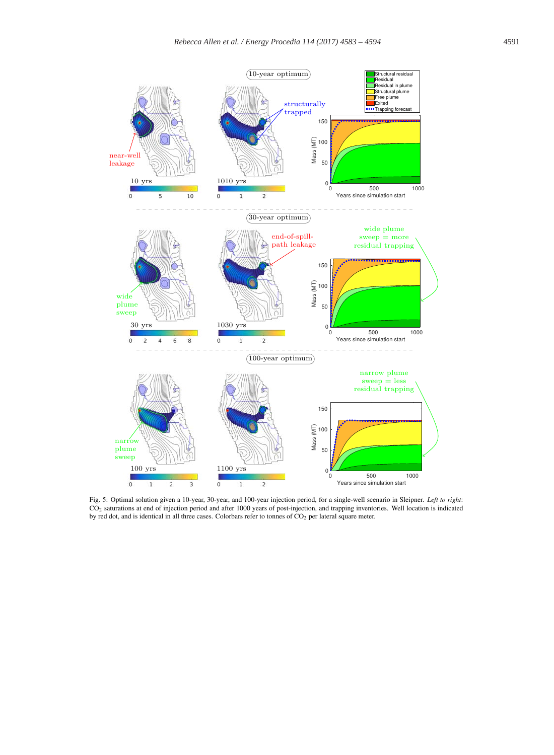Fig. 5: Optimal solution given a 10-year, 30-year, and 100-year injection period, for a single-well scenario in Sleipner. *Left to right*: $CO_2$ saturations at end of injection period and after 1000 years of post-injection, and trapping inventories. Well location is indicated by red dot, and is identical in all three cases. Colorbars refer to tonnes of $CO_2$ per lateral square meter.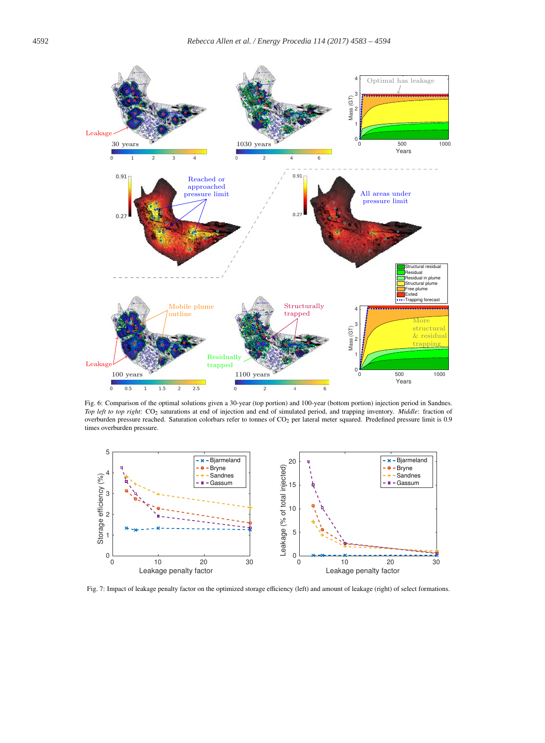Fig. 6: Comparison of the optimal solutions given a 30-year (top portion) and 100-year (bottom portion) injection period in Sandnes. *Top left to top right*: $CO_2$ saturations at end of injection and end of simulated period, and trapping inventory. *Middle*: fraction of overburden pressure reached. Saturation colorbars refer to tonnes of $CO_2$ per lateral meter squared. Predefined pressure limit is 0.9 times overburden pressure.

Fig. 7: Impact of leakage penalty factor on the optimized storage efficiency (left) and amount of leakage (right) of select formations.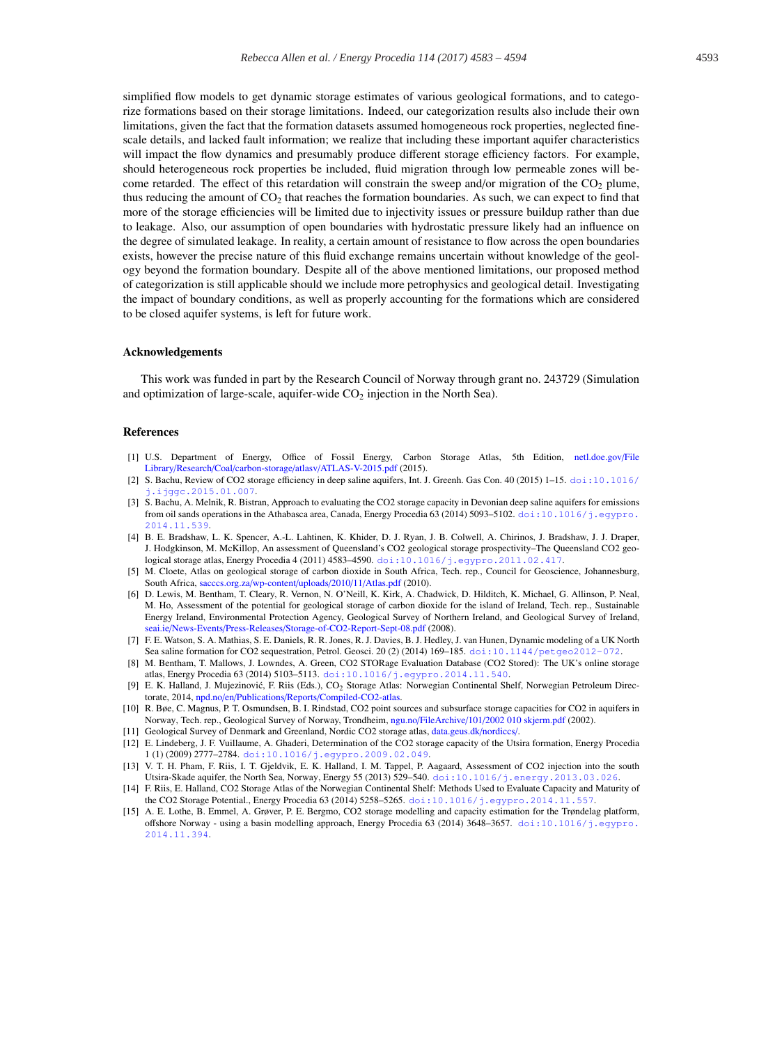simplified flow models to get dynamic storage estimates of various geological formations, and to categorize formations based on their storage limitations. Indeed, our categorization results also include their own limitations, given the fact that the formation datasets assumed homogeneous rock properties, neglected fine-scale details, and lacked fault information; we realize that including these important aquifer characteristics will impact the flow dynamics and presumably produce different storage efficiency factors. For example, should heterogeneous rock properties be included, fluid migration through low permeable zones will become retarded. The effect of this retardation will constrain the sweep and/or migration of the $CO_2$ plume, thus reducing the amount of $CO_2$ that reaches the formation boundaries. As such, we can expect to find that more of the storage efficiencies will be limited due to injectivity issues or pressure buildup rather than due to leakage. Also, our assumption of open boundaries with hydrostatic pressure likely had an influence on the degree of simulated leakage. In reality, a certain amount of resistance to flow across the open boundaries exists, however the precise nature of this fluid exchange remains uncertain without knowledge of the geology beyond the formation boundary. Despite all of the above mentioned limitations, our proposed method of categorization is still applicable should we include more petrophysics and geological detail. Investigating the impact of boundary conditions, as well as properly accounting for the formations which are considered to be closed aquifer systems, is left for future work.

## Acknowledgements

This work was funded in part by the Research Council of Norway through grant no. 243729 (Simulation and optimization of large-scale, aquifer-wide $CO_2$ injection in the North Sea).

## References

[1] U.S. Department of Energy, Office of Fossil Energy, Carbon Storage Atlas, 5th Edition, netl.doe.gov/File Library/Research/Coal/carbon-storage/atlasv/ATLAS-V-2015.pdf (2015).

[2] S. Bachu, Review of CO2 storage efficiency in deep saline aquifers, Int. J. Greenh. Gas Con. 40 (2015) 1–15. doi:10.1016/j.ijggc.2015.01.007.

[3] S. Bachu, A. Melnik, R. Bistran, Approach to evaluating the CO2 storage capacity in Devonian deep saline aquifers for emissions from oil sands operations in the Athabasca area, Canada, Energy Procedia 63 (2014) 5093–5102. doi:10.1016/j.egypro.2014.11.539.

[4] B. E. Bradshaw, L. K. Spencer, A.-L. Lahtinen, K. Khider, D. J. Ryan, J. B. Colwell, A. Chirinos, J. Bradshaw, J. J. Draper, J. Hodgkinson, M. McKillop, An assessment of Queensland's CO2 geological storage prospectivity–The Queensland CO2 geological storage atlas, Energy Procedia 4 (2011) 4583–4590. doi:10.1016/j.egypro.2011.02.417.

[5] M. Cloete, Atlas on geological storage of carbon dioxide in South Africa, Tech. rep., Council for Geoscience, Johannesburg, South Africa, sacccs.org.za/wp-content/uploads/2010/11/Atlas.pdf (2010).

[6] D. Lewis, M. Bentham, T. Cleary, R. Vernon, N. O'Neill, K. Kirk, A. Chadwick, D. Hilditch, K. Michael, G. Allinson, P. Neal, M. Ho, Assessment of the potential for geological storage of carbon dioxide for the island of Ireland, Tech. rep., Sustainable Energy Ireland, Environmental Protection Agency, Geological Survey of Northern Ireland, and Geological Survey of Ireland, seai.ie/News-Events/Press-Releases/Storage-of-CO2-Report-Sept-08.pdf (2008).

[7] F. E. Watson, S. A. Mathias, S. E. Daniels, R. R. Jones, R. J. Davies, B. J. Hedley, J. van Hunen, Dynamic modeling of a UK North Sea saline formation for CO2 sequestration, Petrol. Geosci. 20 (2) (2014) 169–185. doi:10.1144/petgeo2012-072.

[8] M. Bentham, T. Mallows, J. Lowndes, A. Green, CO2 STORage Evaluation Database (CO2 Stored): The UK's online storage atlas, Energy Procedia 63 (2014) 5103–5113. doi:10.1016/j.egypro.2014.11.540.

[9] E. K. Halland, J. Mujezinović, F. Riis (Eds.), $CO_2$ Storage Atlas: Norwegian Continental Shelf, Norwegian Petroleum Directorate, 2014, npd.no/en/Publications/Reports/Compiled-CO2-atlas.

[10] R. Bøe, C. Magnus, P. T. Osmundsen, B. I. Rindstad, CO2 point sources and subsurface storage capacities for CO2 in aquifers in Norway, Tech. rep., Geological Survey of Norway, Trondheim, ngu.no/FileArchive/101/2002 010 skjerm.pdf (2002).

[11] Geological Survey of Denmark and Greenland, Nordic CO2 storage atlas, data.geus.dk/nordiccs/.

[12] E. Lindeberg, J. F. Vuillaume, A. Ghaderi, Determination of the CO2 storage capacity of the Utsira formation, Energy Procedia 1 (1) (2009) 2777–2784. doi:10.1016/j.egypro.2009.02.049.

[13] V. T. H. Pham, F. Riis, I. T. Gjeldvik, E. K. Halland, I. M. Tappel, P. Aagaard, Assessment of CO2 injection into the south Utsira-Skade aquifer, the North Sea, Norway, Energy 55 (2013) 529–540. doi:10.1016/j.energy.2013.03.026.

[14] F. Riis, E. Halland, CO2 Storage Atlas of the Norwegian Continental Shelf: Methods Used to Evaluate Capacity and Maturity of the CO2 Storage Potential., Energy Procedia 63 (2014) 5258–5265. doi:10.1016/j.egypro.2014.11.557.

[15] A. E. Lothe, B. Emmel, A. Grøver, P. E. Bergmo, CO2 storage modelling and capacity estimation for the Trøndelag platform, offshore Norway - using a basin modelling approach, Energy Procedia 63 (2014) 3648–3657. doi:10.1016/j.egypro.2014.11.394.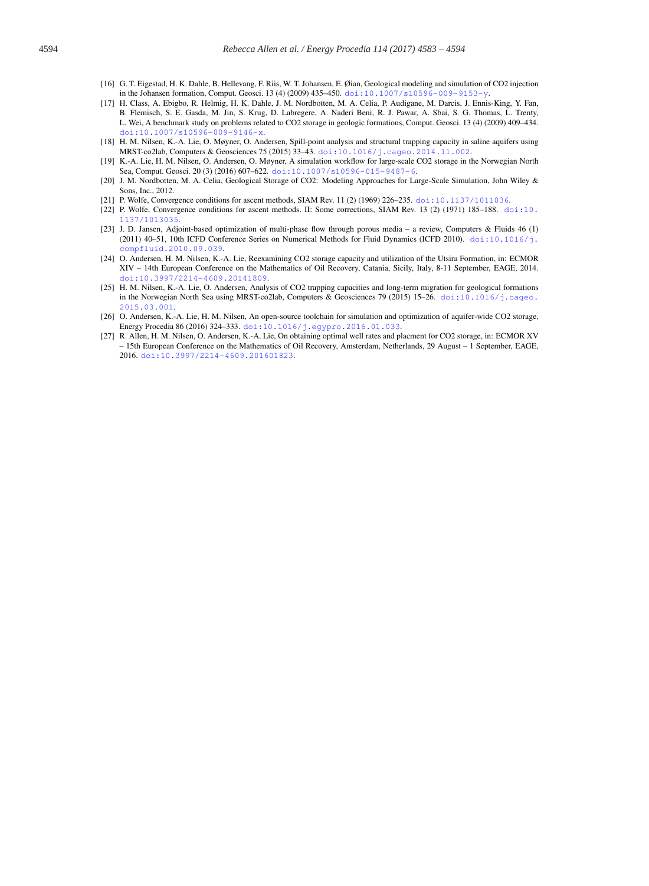[16] G. T. Eigestad, H. K. Dahle, B. Hellevang, F. Riis, W. T. Johansen, E. Øian, Geological modeling and simulation of CO2 injection in the Johansen formation, Comput. Geosci. 13 (4) (2009) 435–450. doi:10.1007/s10596-009-9153-y.

[17] H. Class, A. Ebigbo, R. Helmig, H. K. Dahle, J. M. Nordbotten, M. A. Celia, P. Audigane, M. Darcis, J. Ennis-King, Y. Fan, B. Flemisch, S. E. Gasda, M. Jin, S. Krug, D. Labregere, A. Naderi Beni, R. J. Pawar, A. Sbai, S. G. Thomas, L. Trenty, L. Wei, A benchmark study on problems related to CO2 storage in geologic formations, Comput. Geosci. 13 (4) (2009) 409–434. doi:10.1007/s10596-009-9146-x.

[18] H. M. Nilsen, K.-A. Lie, O. Møyner, O. Andersen, Spill-point analysis and structural trapping capacity in saline aquifers using MRST-co2lab, Computers & Geosciences 75 (2015) 33–43. doi:10.1016/j.cageo.2014.11.002.

[19] K.-A. Lie, H. M. Nilsen, O. Andersen, O. Møyner, A simulation workflow for large-scale CO2 storage in the Norwegian North Sea, Comput. Geosci. 20 (3) (2016) 607–622. doi:10.1007/s10596-015-9487-6.

[20] J. M. Nordbotten, M. A. Celia, Geological Storage of CO2: Modeling Approaches for Large-Scale Simulation, John Wiley & Sons, Inc., 2012.

[21] P. Wolfe, Convergence conditions for ascent methods, SIAM Rev. 11 (2) (1969) 226–235. doi:10.1137/1011036.

[22] P. Wolfe, Convergence conditions for ascent methods. II: Some corrections, SIAM Rev. 13 (2) (1971) 185–188. doi:10.1137/1013035.

[23] J. D. Jansen, Adjoint-based optimization of multi-phase flow through porous media – a review, Computers & Fluids 46 (1) (2011) 40–51, 10th ICFD Conference Series on Numerical Methods for Fluid Dynamics (ICFD 2010). doi:10.1016/j.compfluid.2010.09.039.

[24] O. Andersen, H. M. Nilsen, K.-A. Lie, Reexamining CO2 storage capacity and utilization of the Utsira Formation, in: ECMOR XIV – 14th European Conference on the Mathematics of Oil Recovery, Catania, Sicily, Italy, 8-11 September, EAGE, 2014. doi:10.3997/2214-4609.20141809.

[25] H. M. Nilsen, K.-A. Lie, O. Andersen, Analysis of CO2 trapping capacities and long-term migration for geological formations in the Norwegian North Sea using MRST-co2lab, Computers & Geosciences 79 (2015) 15–26. doi:10.1016/j.cageo.2015.03.001.

[26] O. Andersen, K.-A. Lie, H. M. Nilsen, An open-source toolchain for simulation and optimization of aquifer-wide CO2 storage, Energy Procedia 86 (2016) 324–333. doi:10.1016/j.egypro.2016.01.033.

[27] R. Allen, H. M. Nilsen, O. Andersen, K.-A. Lie, On obtaining optimal well rates and placment for CO2 storage, in: ECMOR XV – 15th European Conference on the Mathematics of Oil Recovery, Amsterdam, Netherlands, 29 August – 1 September, EAGE, 2016. doi:10.3997/2214-4609.201601823.